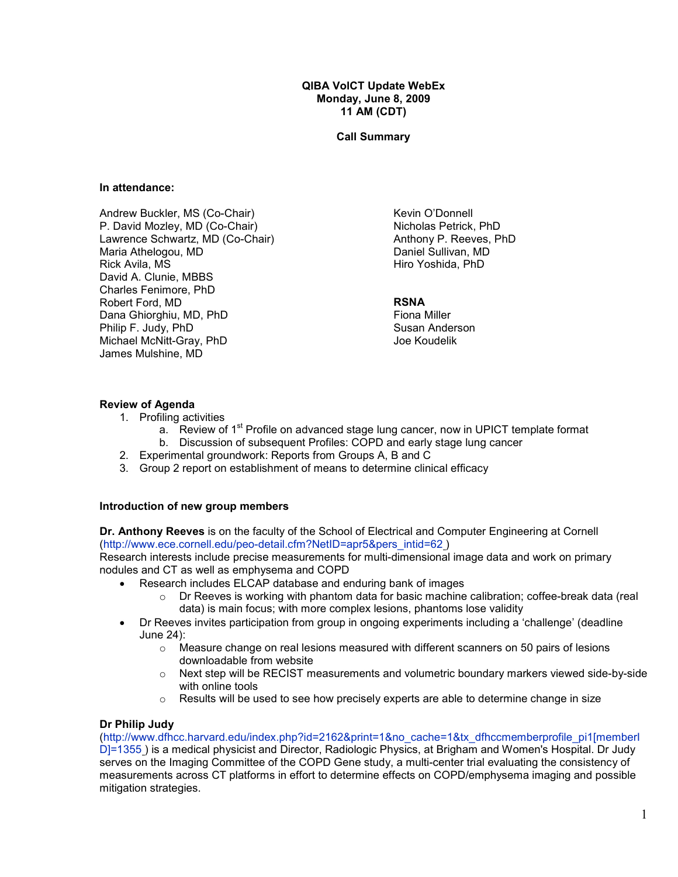**QIBA VolCT Update WebEx**
**Monday, June 8, 2009**
**11 AM (CDT)**

**Call Summary**

**In attendance:**

Andrew Buckler, MS (Co-Chair)
P. David Mozley, MD (Co-Chair)
Lawrence Schwartz, MD (Co-Chair)
Maria Athelogou, MD
Rick Avila, MS
David A. Clunie, MBBS
Charles Fenimore, PhD
Robert Ford, MD
Dana Ghiorghiu, MD, PhD
Philip F. Judy, PhD
Michael McNitt-Gray, PhD
James Mulshine, MD
Kevin O'Donnell
Nicholas Petrick, PhD
Anthony P. Reeves, PhD
Daniel Sullivan, MD
Hiro Yoshida, PhD

**RSNA**
Fiona Miller
Susan Anderson
Joe Koudelik

**Review of Agenda**

1. Profiling activities
   a. Review of 1st Profile on advanced stage lung cancer, now in UPICT template format
   b. Discussion of subsequent Profiles: COPD and early stage lung cancer
2. Experimental groundwork: Reports from Groups A, B and C
3. Group 2 report on establishment of means to determine clinical efficacy

**Introduction of new group members**

**Dr. Anthony Reeves** is on the faculty of the School of Electrical and Computer Engineering at Cornell (http://www.ece.cornell.edu/peo-detail.cfm?NetID=apr5&pers_intid=62 )
Research interests include precise measurements for multi-dimensional image data and work on primary nodules and CT as well as emphysema and COPD

- Research includes ELCAP database and enduring bank of images
  - Dr Reeves is working with phantom data for basic machine calibration; coffee-break data (real data) is main focus; with more complex lesions, phantoms lose validity
- Dr Reeves invites participation from group in ongoing experiments including a 'challenge' (deadline June 24):
  - Measure change on real lesions measured with different scanners on 50 pairs of lesions downloadable from website
  - Next step will be RECIST measurements and volumetric boundary markers viewed side-by-side with online tools
  - Results will be used to see how precisely experts are able to determine change in size

**Dr Philip Judy**
(http://www.dfhcc.harvard.edu/index.php?id=2162&print=1&no_cache=1&tx_dfhccmemberprofile_pi1[memberID]=1355 ) is a medical physicist and Director, Radiologic Physics, at Brigham and Women's Hospital. Dr Judy serves on the Imaging Committee of the COPD Gene study, a multi-center trial evaluating the consistency of measurements across CT platforms in effort to determine effects on COPD/emphysema imaging and possible mitigation strategies.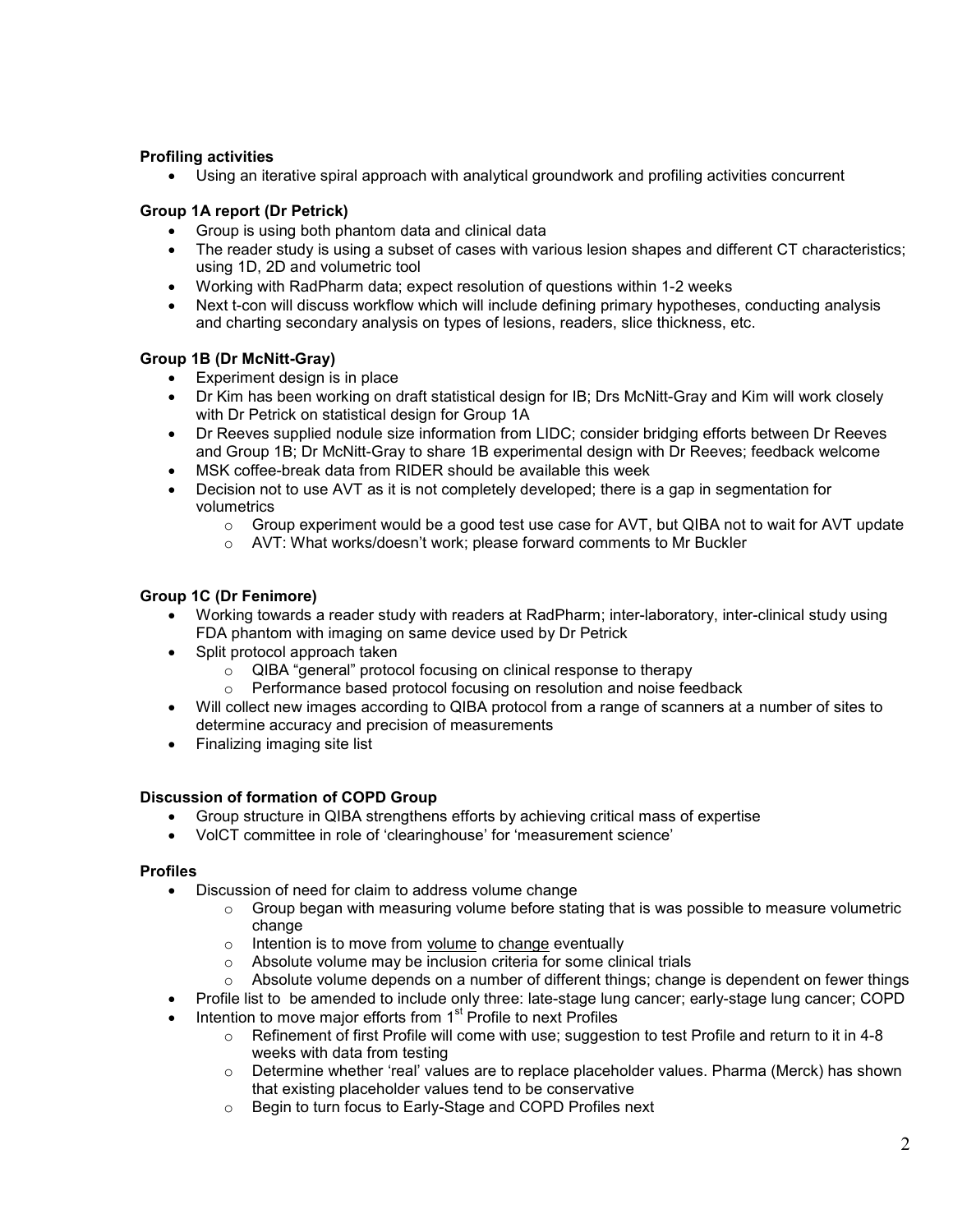**Profiling activities**

- Using an iterative spiral approach with analytical groundwork and profiling activities concurrent

**Group 1A report (Dr Petrick)**

- Group is using both phantom data and clinical data
- The reader study is using a subset of cases with various lesion shapes and different CT characteristics; using 1D, 2D and volumetric tool
- Working with RadPharm data; expect resolution of questions within 1-2 weeks
- Next t-con will discuss workflow which will include defining primary hypotheses, conducting analysis and charting secondary analysis on types of lesions, readers, slice thickness, etc.

**Group 1B (Dr McNitt-Gray)**

- Experiment design is in place
- Dr Kim has been working on draft statistical design for IB; Drs McNitt-Gray and Kim will work closely with Dr Petrick on statistical design for Group 1A
- Dr Reeves supplied nodule size information from LIDC; consider bridging efforts between Dr Reeves and Group 1B; Dr McNitt-Gray to share 1B experimental design with Dr Reeves; feedback welcome
- MSK coffee-break data from RIDER should be available this week
- Decision not to use AVT as it is not completely developed; there is a gap in segmentation for volumetrics
  - Group experiment would be a good test use case for AVT, but QIBA not to wait for AVT update
  - AVT: What works/doesn't work; please forward comments to Mr Buckler

**Group 1C (Dr Fenimore)**

- Working towards a reader study with readers at RadPharm; inter-laboratory, inter-clinical study using FDA phantom with imaging on same device used by Dr Petrick
- Split protocol approach taken
  - QIBA "general" protocol focusing on clinical response to therapy
  - Performance based protocol focusing on resolution and noise feedback
- Will collect new images according to QIBA protocol from a range of scanners at a number of sites to determine accuracy and precision of measurements
- Finalizing imaging site list

**Discussion of formation of COPD Group**

- Group structure in QIBA strengthens efforts by achieving critical mass of expertise
- VolCT committee in role of 'clearinghouse' for 'measurement science'

**Profiles**

- Discussion of need for claim to address volume change
  - Group began with measuring volume before stating that is was possible to measure volumetric change
  - Intention is to move from <u>volume</u> to <u>change</u> eventually
  - Absolute volume may be inclusion criteria for some clinical trials
  - Absolute volume depends on a number of different things; change is dependent on fewer things
- Profile list to be amended to include only three: late-stage lung cancer; early-stage lung cancer; COPD
- Intention to move major efforts from 1st Profile to next Profiles
  - Refinement of first Profile will come with use; suggestion to test Profile and return to it in 4-8 weeks with data from testing
  - Determine whether 'real' values are to replace placeholder values. Pharma (Merck) has shown that existing placeholder values tend to be conservative
  - Begin to turn focus to Early-Stage and COPD Profiles next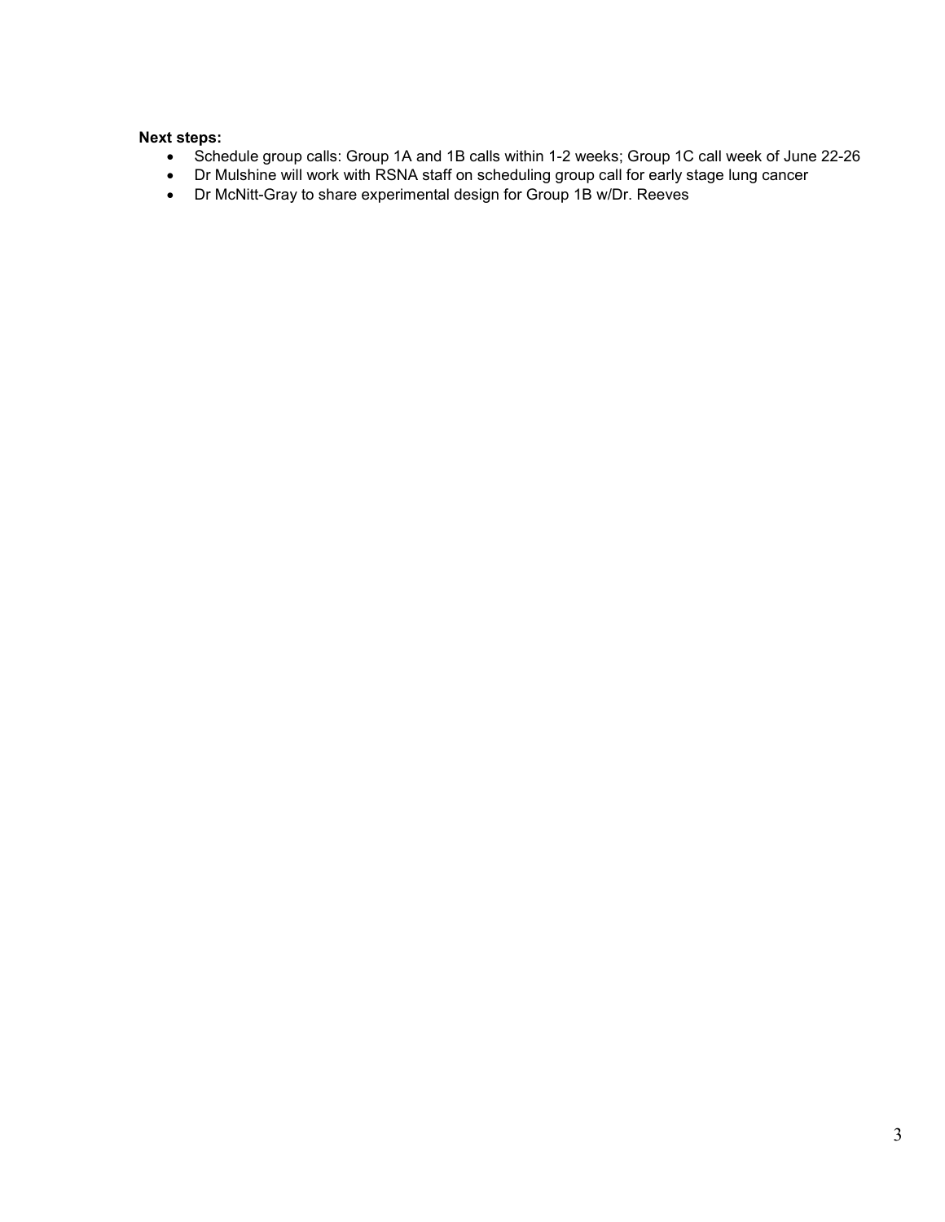**Next steps:**

- Schedule group calls: Group 1A and 1B calls within 1-2 weeks; Group 1C call week of June 22-26
- Dr Mulshine will work with RSNA staff on scheduling group call for early stage lung cancer
- Dr McNitt-Gray to share experimental design for Group 1B w/Dr. Reeves